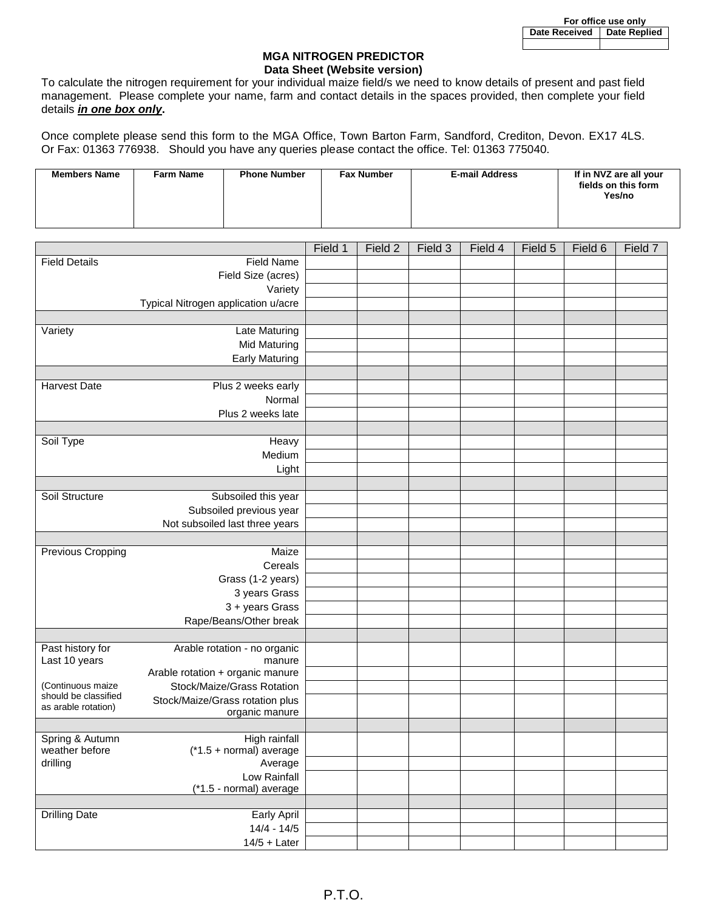| For office use only | |
|---|---|
| Date Received | Date Replied |
| | |

## MGA NITROGEN PREDICTOR
### Data Sheet (Website version)

To calculate the nitrogen requirement for your individual maize field/s we need to know details of present and past field management. Please complete your name, farm and contact details in the spaces provided, then complete your field details ***in one box only***.

Once complete please send this form to the MGA Office, Town Barton Farm, Sandford, Crediton, Devon. EX17 4LS. Or Fax: 01363 776938. Should you have any queries please contact the office. Tel: 01363 775040.

| Members Name | Farm Name | Phone Number | Fax Number | E-mail Address | If in NVZ are all your fields on this form Yes/no |
|---|---|---|---|---|---|
| | | | | | |

| | | Field 1 | Field 2 | Field 3 | Field 4 | Field 5 | Field 6 | Field 7 |
|---|---|---|---|---|---|---|---|---|
| Field Details | Field Name | | | | | | | |
| | Field Size (acres) | | | | | | | |
| | Variety | | | | | | | |
| | Typical Nitrogen application u/acre | | | | | | | |
| | | | | | | | | |
| Variety | Late Maturing | | | | | | | |
| | Mid Maturing | | | | | | | |
| | Early Maturing | | | | | | | |
| | | | | | | | | |
| Harvest Date | Plus 2 weeks early | | | | | | | |
| | Normal | | | | | | | |
| | Plus 2 weeks late | | | | | | | |
| | | | | | | | | |
| Soil Type | Heavy | | | | | | | |
| | Medium | | | | | | | |
| | Light | | | | | | | |
| | | | | | | | | |
| Soil Structure | Subsoiled this year | | | | | | | |
| | Subsoiled previous year | | | | | | | |
| | Not subsoiled last three years | | | | | | | |
| | | | | | | | | |
| Previous Cropping | Maize | | | | | | | |
| | Cereals | | | | | | | |
| | Grass (1-2 years) | | | | | | | |
| | 3 years Grass | | | | | | | |
| | 3 + years Grass | | | | | | | |
| | Rape/Beans/Other break | | | | | | | |
| | | | | | | | | |
| Past history for Last 10 years | Arable rotation - no organic manure | | | | | | | |
| | Arable rotation + organic manure | | | | | | | |
| (Continuous maize should be classified as arable rotation) | Stock/Maize/Grass Rotation | | | | | | | |
| | Stock/Maize/Grass rotation plus organic manure | | | | | | | |
| | | | | | | | | |
| Spring & Autumn weather before drilling | High rainfall (*1.5 + normal) average | | | | | | | |
| | Average | | | | | | | |
| | Low Rainfall (*1.5 - normal) average | | | | | | | |
| | | | | | | | | |
| Drilling Date | Early April | | | | | | | |
| | 14/4 - 14/5 | | | | | | | |
| | 14/5 + Later | | | | | | | |

P.T.O.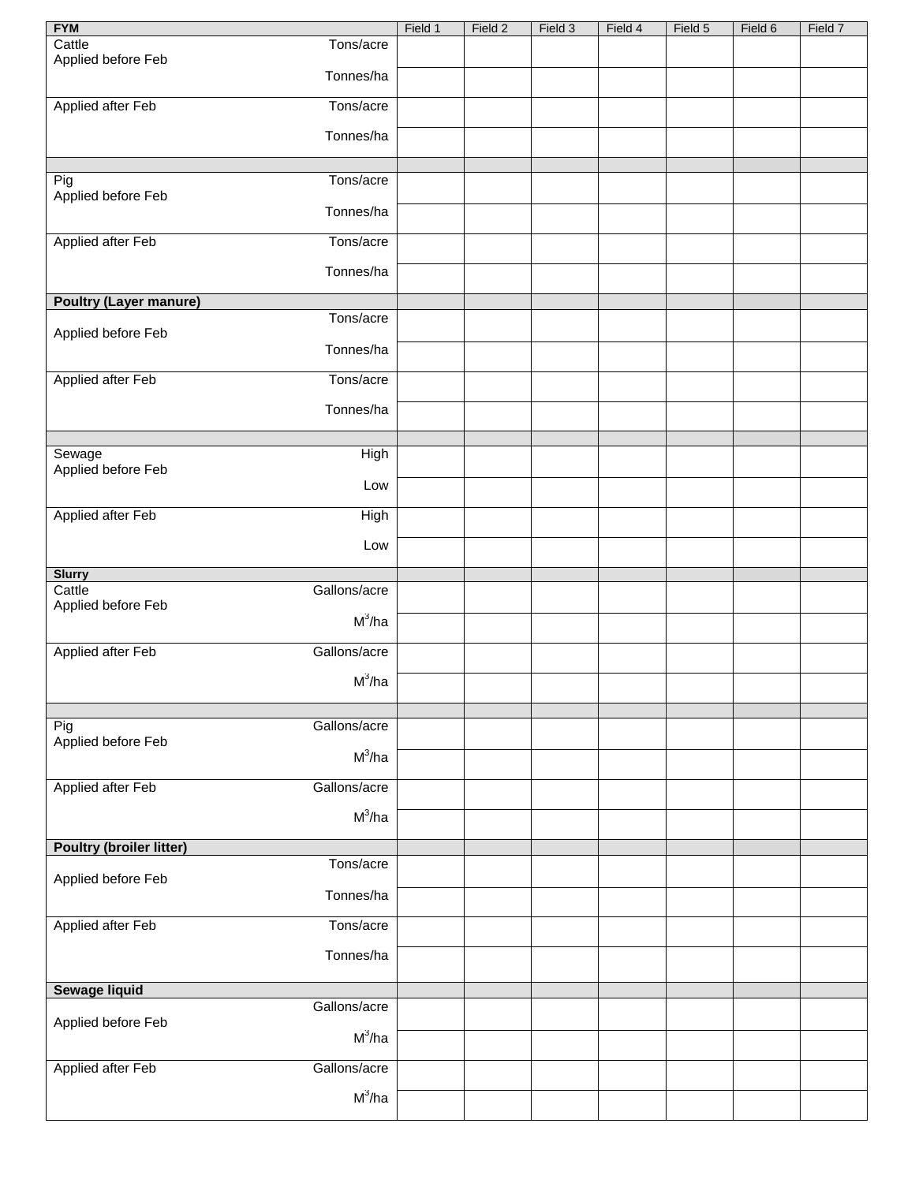| FYM | | Field 1 | Field 2 | Field 3 | Field 4 | Field 5 | Field 6 | Field 7 |
|---|---|---|---|---|---|---|---|---|
| Cattle<br>Applied before Feb | Tons/acre | | | | | | | |
| | Tonnes/ha | | | | | | | |
| Applied after Feb | Tons/acre | | | | | | | |
| | Tonnes/ha | | | | | | | |
| | | | | | | | | |
| Pig<br>Applied before Feb | Tons/acre | | | | | | | |
| | Tonnes/ha | | | | | | | |
| Applied after Feb | Tons/acre | | | | | | | |
| | Tonnes/ha | | | | | | | |
| **Poultry (Layer manure)** | | | | | | | | |
| Applied before Feb | Tons/acre | | | | | | | |
| | Tonnes/ha | | | | | | | |
| Applied after Feb | Tons/acre | | | | | | | |
| | Tonnes/ha | | | | | | | |
| | | | | | | | | |
| Sewage<br>Applied before Feb | High | | | | | | | |
| | Low | | | | | | | |
| Applied after Feb | High | | | | | | | |
| | Low | | | | | | | |
| **Slurry** | | | | | | | | |
| Cattle<br>Applied before Feb | Gallons/acre | | | | | | | |
| | $M^3$/ha | | | | | | | |
| Applied after Feb | Gallons/acre | | | | | | | |
| | $M^3$/ha | | | | | | | |
| | | | | | | | | |
| Pig<br>Applied before Feb | Gallons/acre | | | | | | | |
| | $M^3$/ha | | | | | | | |
| Applied after Feb | Gallons/acre | | | | | | | |
| | $M^3$/ha | | | | | | | |
| **Poultry (broiler litter)** | | | | | | | | |
| Applied before Feb | Tons/acre | | | | | | | |
| | Tonnes/ha | | | | | | | |
| Applied after Feb | Tons/acre | | | | | | | |
| | Tonnes/ha | | | | | | | |
| **Sewage liquid** | | | | | | | | |
| Applied before Feb | Gallons/acre | | | | | | | |
| | $M^3$/ha | | | | | | | |
| Applied after Feb | Gallons/acre | | | | | | | |
| | $M^3$/ha | | | | | | | |